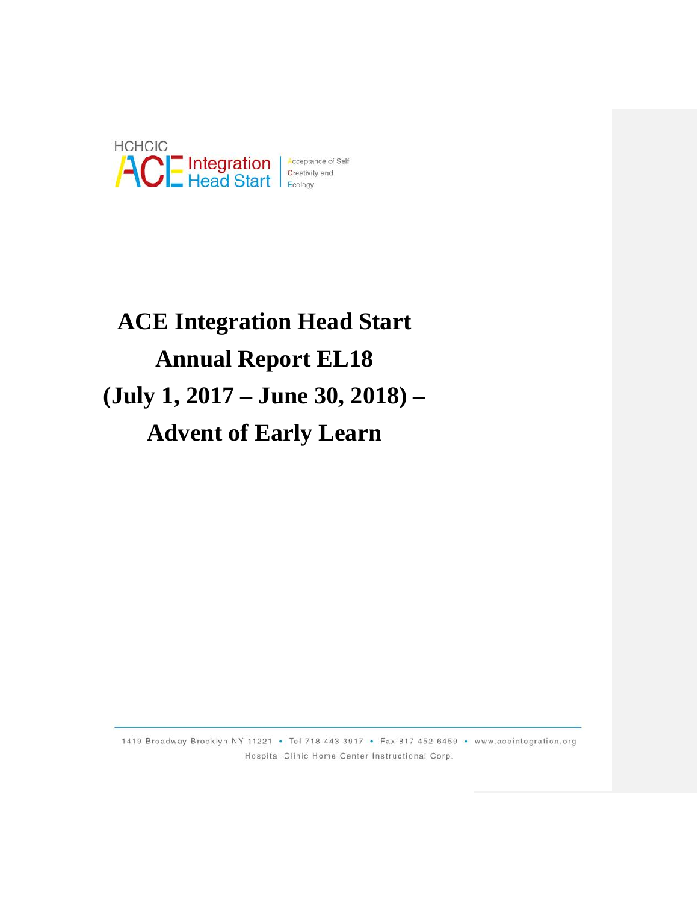HCHCIC

ACE Integration Head Start | Acceptance of Self Creativity and Ecology

# ACE Integration Head Start
# Annual Report EL18
# (July 1, 2017 – June 30, 2018) –
# Advent of Early Learn

1419 Broadway Brooklyn NY 11221 • Tel 718 443 3917 • Fax 817 452 6459 • www.aceintegration.org

Hospital Clinic Home Center Instructional Corp.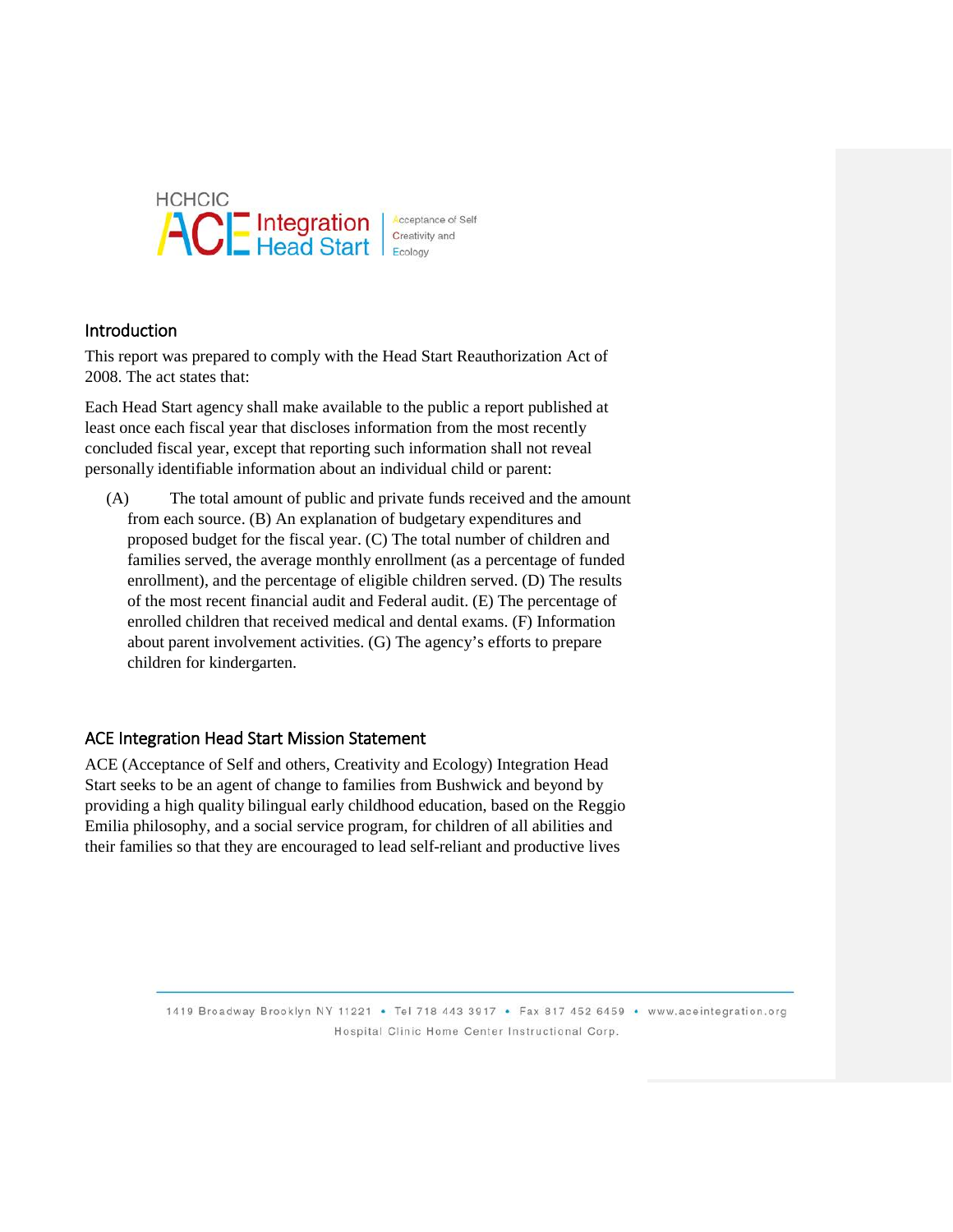## Introduction

This report was prepared to comply with the Head Start Reauthorization Act of 2008. The act states that:

Each Head Start agency shall make available to the public a report published at least once each fiscal year that discloses information from the most recently concluded fiscal year, except that reporting such information shall not reveal personally identifiable information about an individual child or parent:

(A) The total amount of public and private funds received and the amount from each source. (B) An explanation of budgetary expenditures and proposed budget for the fiscal year. (C) The total number of children and families served, the average monthly enrollment (as a percentage of funded enrollment), and the percentage of eligible children served. (D) The results of the most recent financial audit and Federal audit. (E) The percentage of enrolled children that received medical and dental exams. (F) Information about parent involvement activities. (G) The agency's efforts to prepare children for kindergarten.

## ACE Integration Head Start Mission Statement

ACE (Acceptance of Self and others, Creativity and Ecology) Integration Head Start seeks to be an agent of change to families from Bushwick and beyond by providing a high quality bilingual early childhood education, based on the Reggio Emilia philosophy, and a social service program, for children of all abilities and their families so that they are encouraged to lead self-reliant and productive lives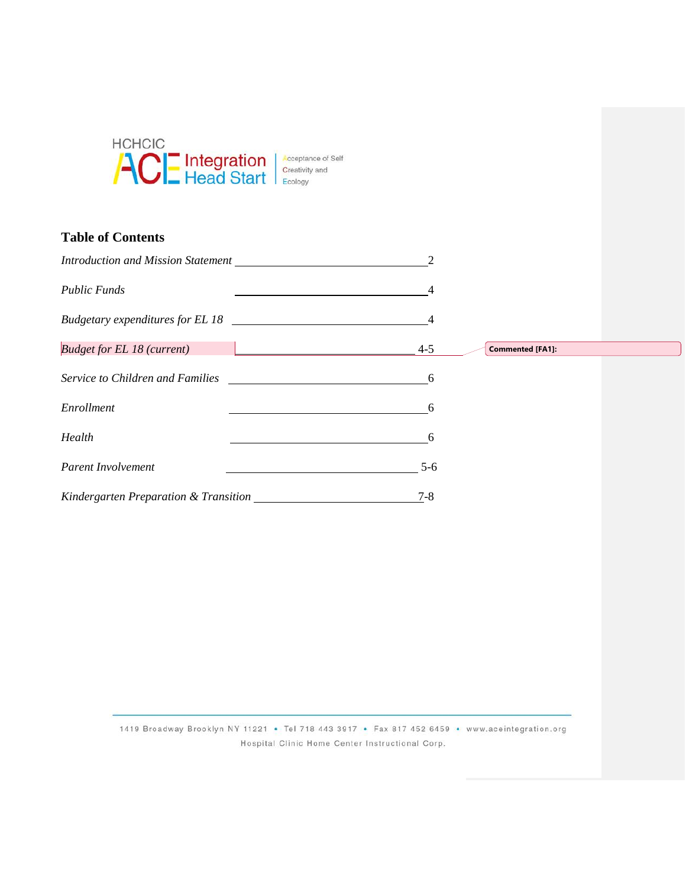HCHCIC ACE Integration Head Start

Acceptance of Self Creativity and Ecology

## Table of Contents

| Section | Page |
| --- | --- |
| *Introduction and Mission Statement* | 2 |
| *Public Funds* | 4 |
| *Budgetary expenditures for EL 18* | 4 |
| *Budget for EL 18 (current)* | 4-5 |
| *Service to Children and Families* | 6 |
| *Enrollment* | 6 |
| *Health* | 6 |
| *Parent Involvement* | 5-6 |
| *Kindergarten Preparation & Transition* | 7-8 |

Commented [FA1]:

1419 Broadway Brooklyn NY 11221 • Tel 718 443 3917 • Fax 817 452 6459 • www.aceintegration.org

Hospital Clinic Home Center Instructional Corp.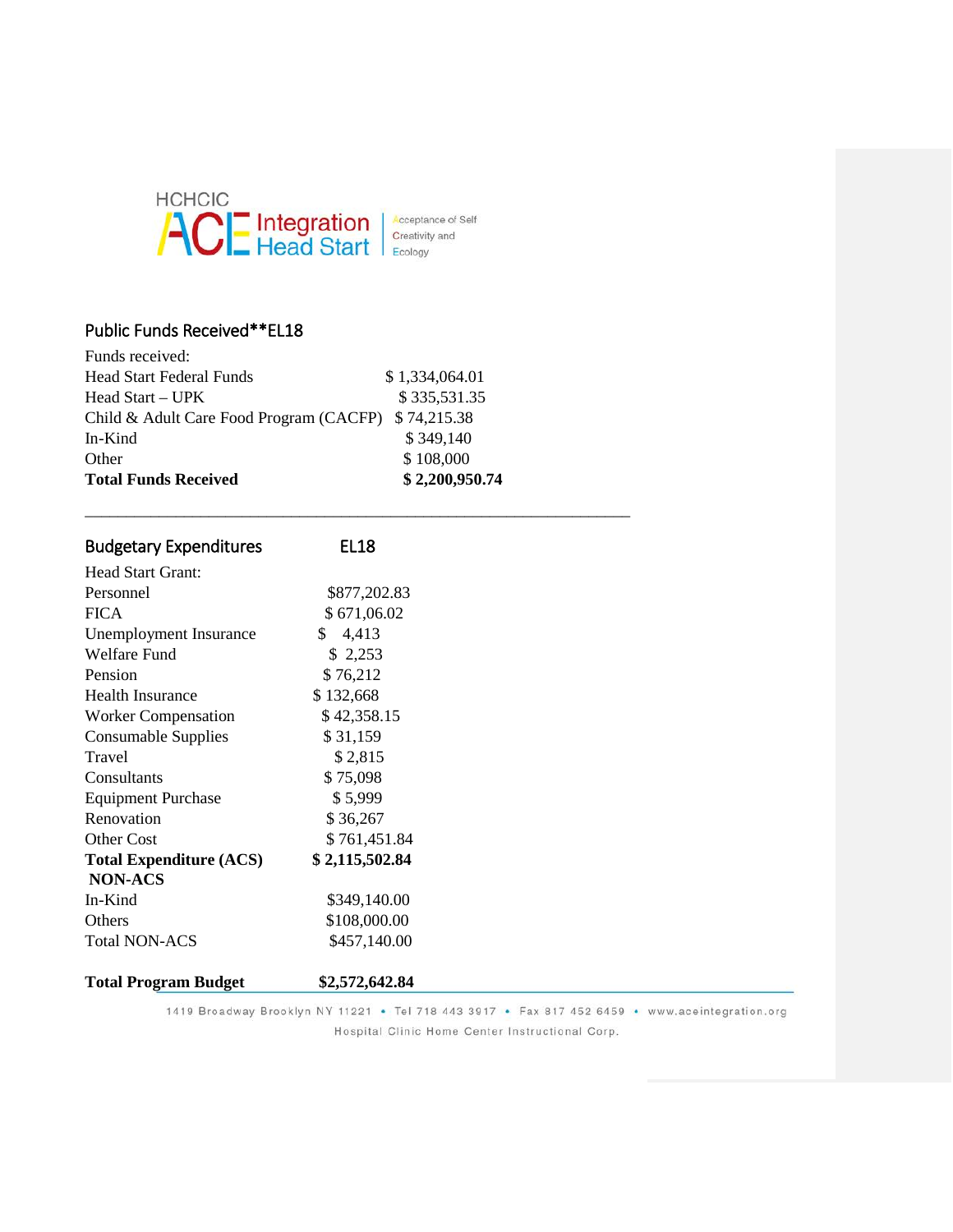HCHCIC ACE Integration Head Start | Acceptance of Self Creativity and Ecology

## Public Funds Received**EL18

| Funds received: | |
|---|---|
| Head Start Federal Funds | $ 1,334,064.01 |
| Head Start – UPK | $ 335,531.35 |
| Child & Adult Care Food Program (CACFP) | $ 74,215.38 |
| In-Kind | $ 349,140 |
| Other | $ 108,000 |
| **Total Funds Received** | **$ 2,200,950.74** |

## Budgetary Expenditures EL18

| Head Start Grant: | |
|---|---|
| Personnel | $877,202.83 |
| FICA | $ 671,06.02 |
| Unemployment Insurance | $ 4,413 |
| Welfare Fund | $ 2,253 |
| Pension | $ 76,212 |
| Health Insurance | $ 132,668 |
| Worker Compensation | $ 42,358.15 |
| Consumable Supplies | $ 31,159 |
| Travel | $ 2,815 |
| Consultants | $ 75,098 |
| Equipment Purchase | $ 5,999 |
| Renovation | $ 36,267 |
| Other Cost | $ 761,451.84 |
| **Total Expenditure (ACS)** | **$ 2,115,502.84** |
| **NON-ACS** | |
| In-Kind | $349,140.00 |
| Others | $108,000.00 |
| Total NON-ACS | $457,140.00 |
| | |
| **Total Program Budget** | **$2,572,642.84** |

1419 Broadway Brooklyn NY 11221 • Tel 718 443 3917 • Fax 817 452 6459 • www.aceintegration.org

Hospital Clinic Home Center Instructional Corp.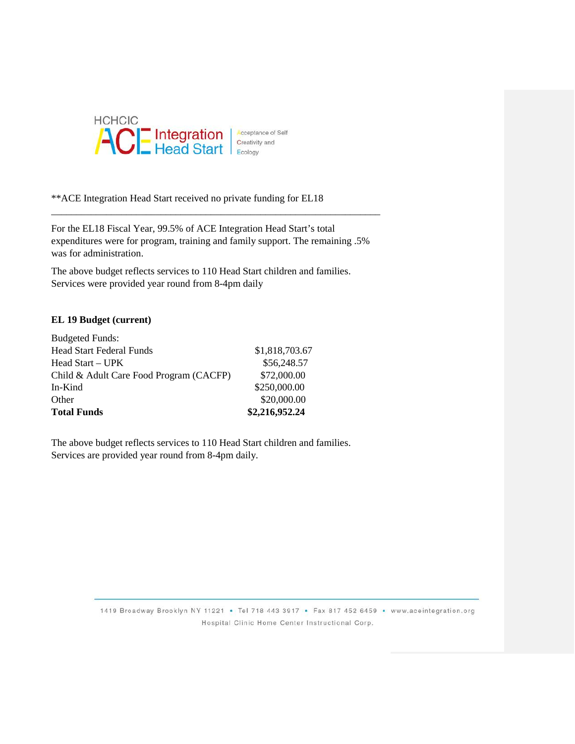HCHCIC ACE Integration Head Start | Acceptance of Self Creativity and Ecology

**ACE Integration Head Start received no private funding for EL18

---

For the EL18 Fiscal Year, 99.5% of ACE Integration Head Start's total expenditures were for program, training and family support. The remaining .5% was for administration.

The above budget reflects services to 110 Head Start children and families. Services were provided year round from 8-4pm daily

**EL 19 Budget (current)**

| Budgeted Funds: | |
|---|---|
| Head Start Federal Funds | $1,818,703.67 |
| Head Start – UPK | $56,248.57 |
| Child & Adult Care Food Program (CACFP) | $72,000.00 |
| In-Kind | $250,000.00 |
| Other | $20,000.00 |
| **Total Funds** | **$2,216,952.24** |

The above budget reflects services to 110 Head Start children and families. Services are provided year round from 8-4pm daily.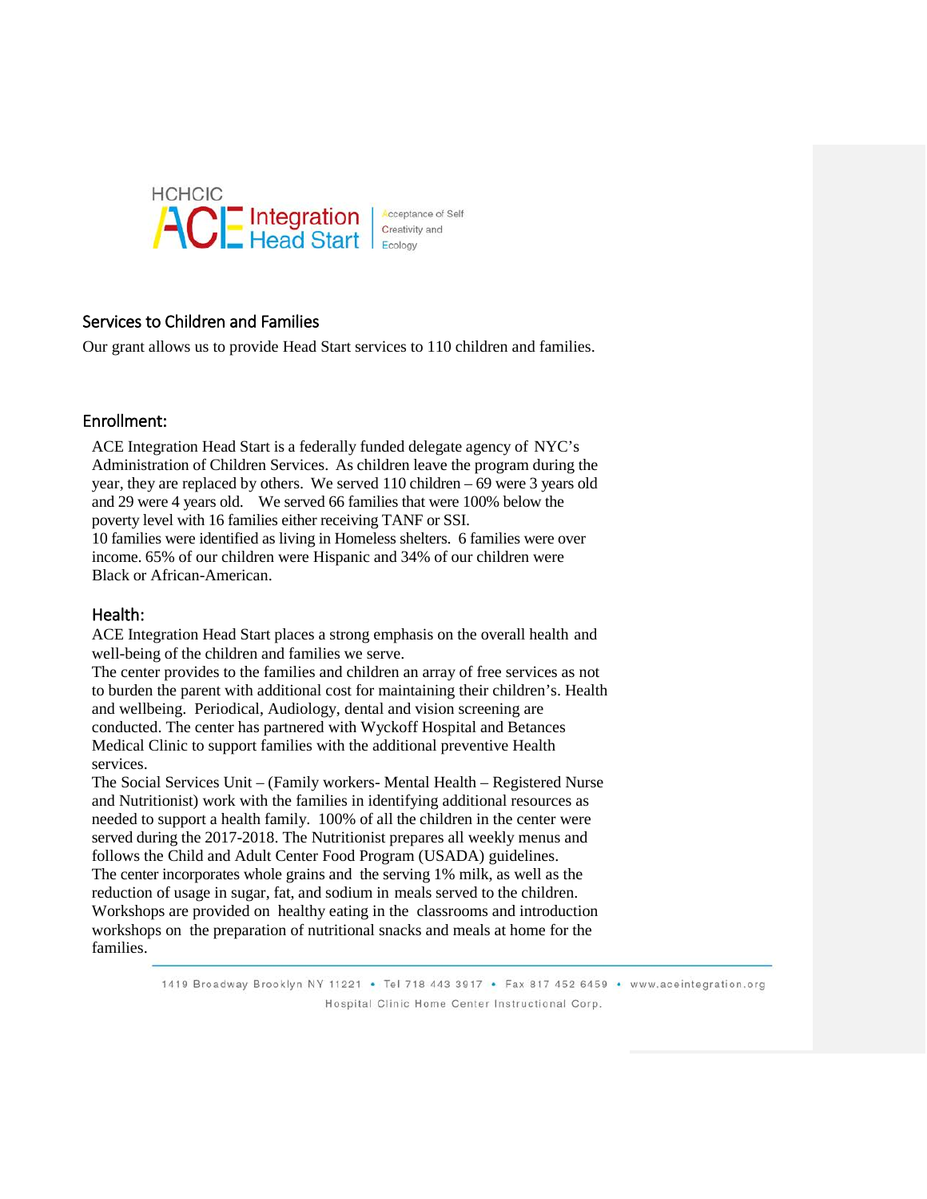HCHCIC ACE Integration Head Start | Acceptance of Self Creativity and Ecology

## Services to Children and Families

Our grant allows us to provide Head Start services to 110 children and families.

## Enrollment:

ACE Integration Head Start is a federally funded delegate agency of NYC's Administration of Children Services. As children leave the program during the year, they are replaced by others. We served 110 children – 69 were 3 years old and 29 were 4 years old. We served 66 families that were 100% below the poverty level with 16 families either receiving TANF or SSI.
10 families were identified as living in Homeless shelters. 6 families were over income. 65% of our children were Hispanic and 34% of our children were Black or African-American.

## Health:

ACE Integration Head Start places a strong emphasis on the overall health and well-being of the children and families we serve.
The center provides to the families and children an array of free services as not to burden the parent with additional cost for maintaining their children's. Health and wellbeing. Periodical, Audiology, dental and vision screening are conducted. The center has partnered with Wyckoff Hospital and Betances Medical Clinic to support families with the additional preventive Health services.
The Social Services Unit – (Family workers- Mental Health – Registered Nurse and Nutritionist) work with the families in identifying additional resources as needed to support a health family. 100% of all the children in the center were served during the 2017-2018. The Nutritionist prepares all weekly menus and follows the Child and Adult Center Food Program (USADA) guidelines.
The center incorporates whole grains and the serving 1% milk, as well as the reduction of usage in sugar, fat, and sodium in meals served to the children.
Workshops are provided on healthy eating in the classrooms and introduction workshops on the preparation of nutritional snacks and meals at home for the families.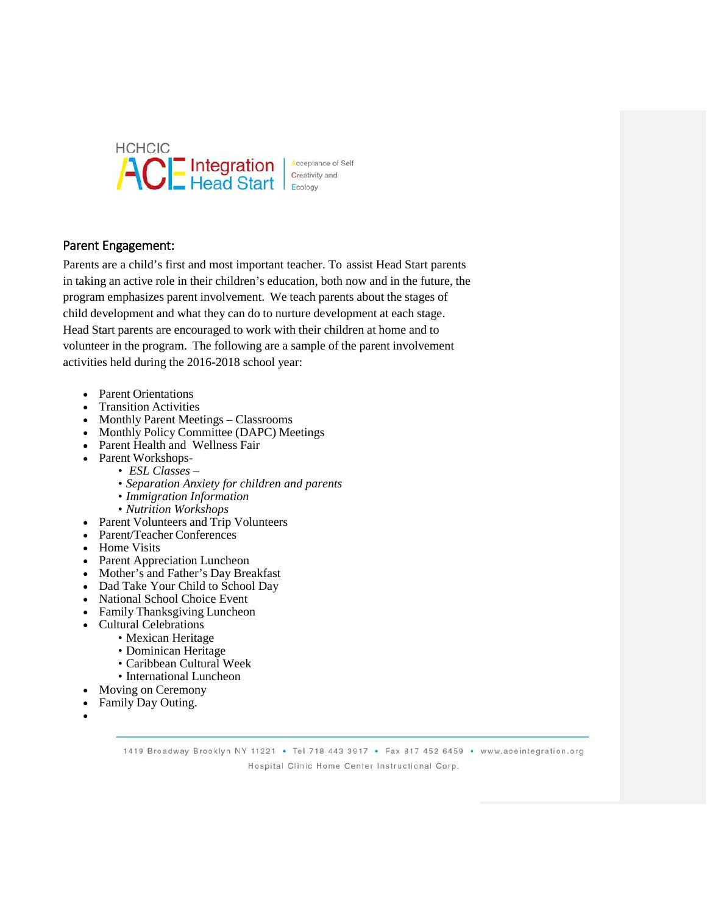HCHCIC ACE Integration Head Start | Acceptance of Self Creativity and Ecology

## Parent Engagement:

Parents are a child's first and most important teacher. To assist Head Start parents in taking an active role in their children's education, both now and in the future, the program emphasizes parent involvement. We teach parents about the stages of child development and what they can do to nurture development at each stage. Head Start parents are encouraged to work with their children at home and to volunteer in the program. The following are a sample of the parent involvement activities held during the 2016-2018 school year:

- Parent Orientations
- Transition Activities
- Monthly Parent Meetings – Classrooms
- Monthly Policy Committee (DAPC) Meetings
- Parent Health and Wellness Fair
- Parent Workshops-
  - *ESL Classes –*
  - *Separation Anxiety for children and parents*
  - *Immigration Information*
  - *Nutrition Workshops*
- Parent Volunteers and Trip Volunteers
- Parent/Teacher Conferences
- Home Visits
- Parent Appreciation Luncheon
- Mother's and Father's Day Breakfast
- Dad Take Your Child to School Day
- National School Choice Event
- Family Thanksgiving Luncheon
- Cultural Celebrations
  - Mexican Heritage
  - Dominican Heritage
  - Caribbean Cultural Week
  - International Luncheon
- Moving on Ceremony
- Family Day Outing.

1419 Broadway Brooklyn NY 11221 • Tel 718 443 3917 • Fax 817 452 6459 • www.aceintegration.org

Hospital Clinic Home Center Instructional Corp.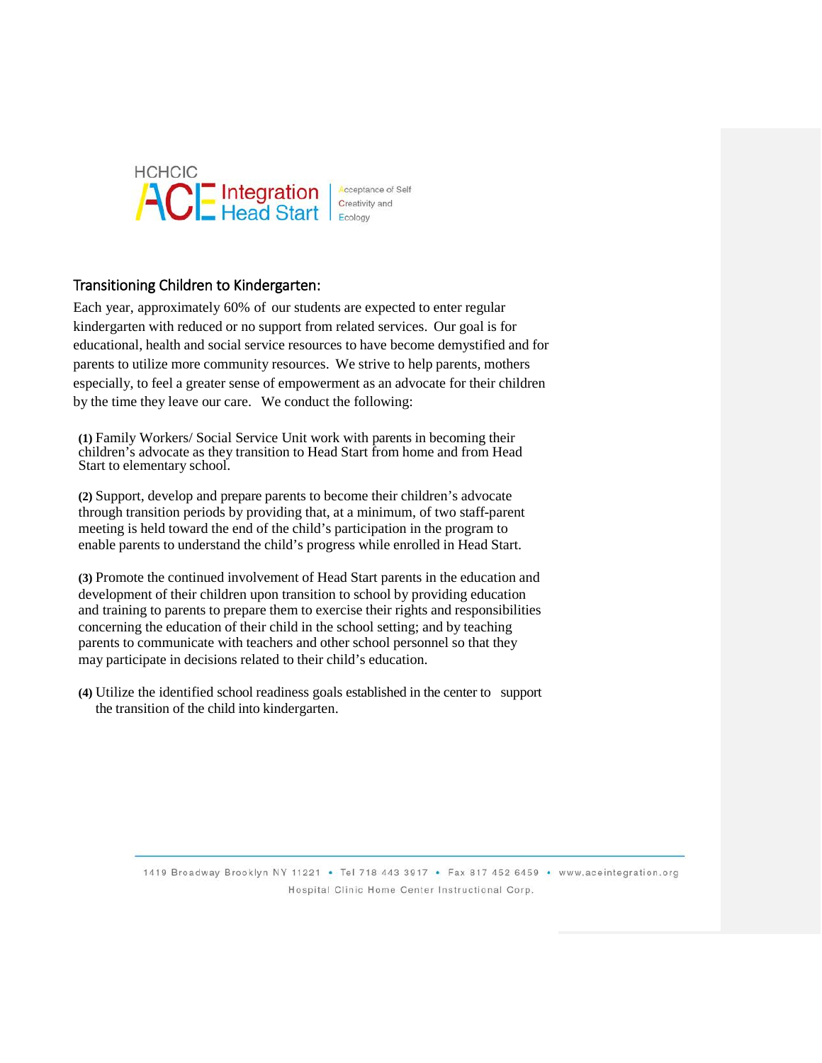## Transitioning Children to Kindergarten:

Each year, approximately 60% of our students are expected to enter regular kindergarten with reduced or no support from related services. Our goal is for educational, health and social service resources to have become demystified and for parents to utilize more community resources. We strive to help parents, mothers especially, to feel a greater sense of empowerment as an advocate for their children by the time they leave our care. We conduct the following:

**(1)** Family Workers/ Social Service Unit work with parents in becoming their children's advocate as they transition to Head Start from home and from Head Start to elementary school.

**(2)** Support, develop and prepare parents to become their children's advocate through transition periods by providing that, at a minimum, of two staff-parent meeting is held toward the end of the child's participation in the program to enable parents to understand the child's progress while enrolled in Head Start.

**(3)** Promote the continued involvement of Head Start parents in the education and development of their children upon transition to school by providing education and training to parents to prepare them to exercise their rights and responsibilities concerning the education of their child in the school setting; and by teaching parents to communicate with teachers and other school personnel so that they may participate in decisions related to their child's education.

**(4)** Utilize the identified school readiness goals established in the center to support the transition of the child into kindergarten.